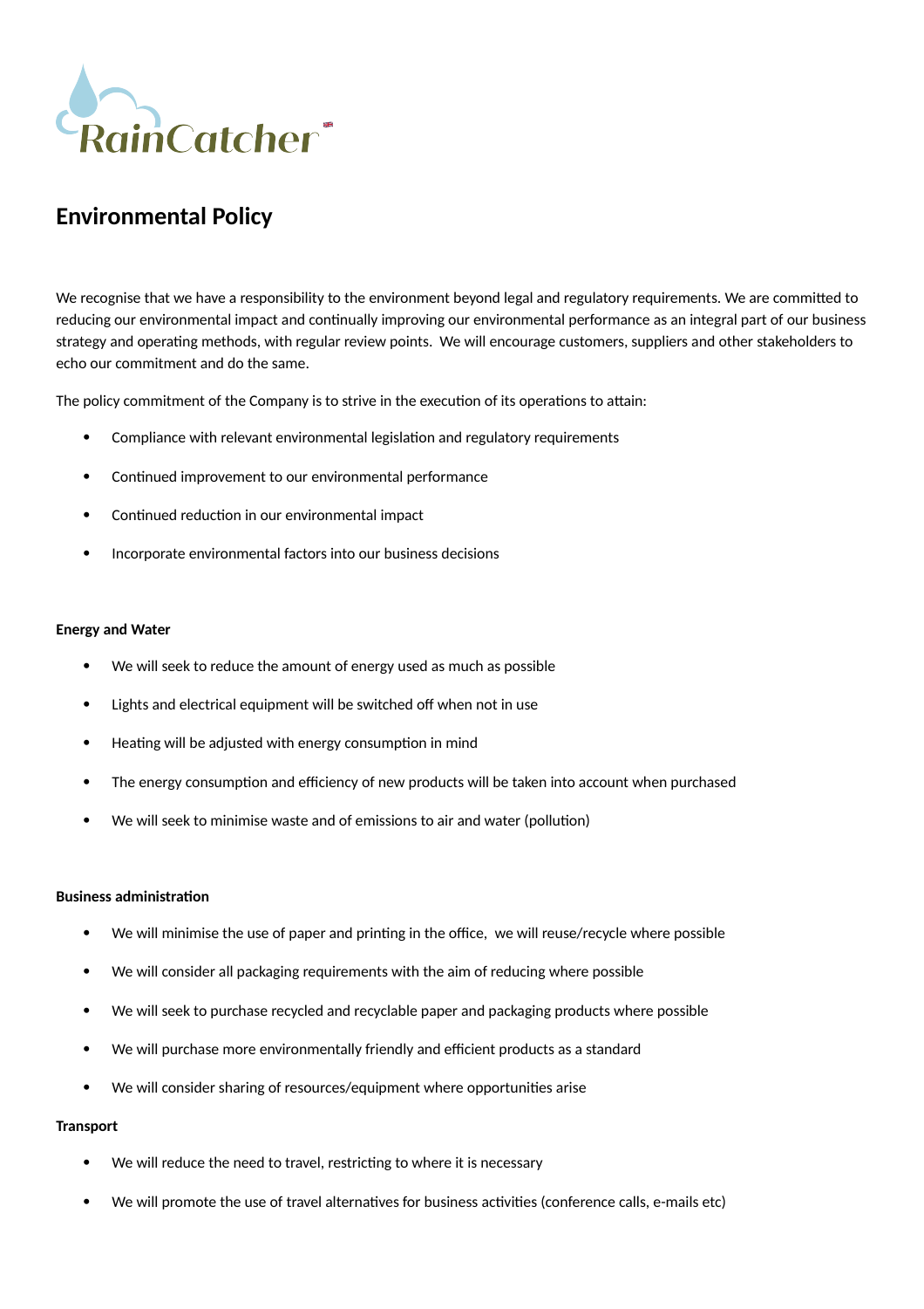RainCatcher

# Environmental Policy

We recognise that we have a responsibility to the environment beyond legal and regulatory requirements. We are committed to reducing our environmental impact and continually improving our environmental performance as an integral part of our business strategy and operating methods, with regular review points. We will encourage customers, suppliers and other stakeholders to echo our commitment and do the same.

The policy commitment of the Company is to strive in the execution of its operations to attain:

- Compliance with relevant environmental legislation and regulatory requirements
- Continued improvement to our environmental performance
- Continued reduction in our environmental impact
- Incorporate environmental factors into our business decisions

**Energy and Water**

- We will seek to reduce the amount of energy used as much as possible
- Lights and electrical equipment will be switched off when not in use
- Heating will be adjusted with energy consumption in mind
- The energy consumption and efficiency of new products will be taken into account when purchased
- We will seek to minimise waste and of emissions to air and water (pollution)

**Business administration**

- We will minimise the use of paper and printing in the office, we will reuse/recycle where possible
- We will consider all packaging requirements with the aim of reducing where possible
- We will seek to purchase recycled and recyclable paper and packaging products where possible
- We will purchase more environmentally friendly and efficient products as a standard
- We will consider sharing of resources/equipment where opportunities arise

**Transport**

- We will reduce the need to travel, restricting to where it is necessary
- We will promote the use of travel alternatives for business activities (conference calls, e-mails etc)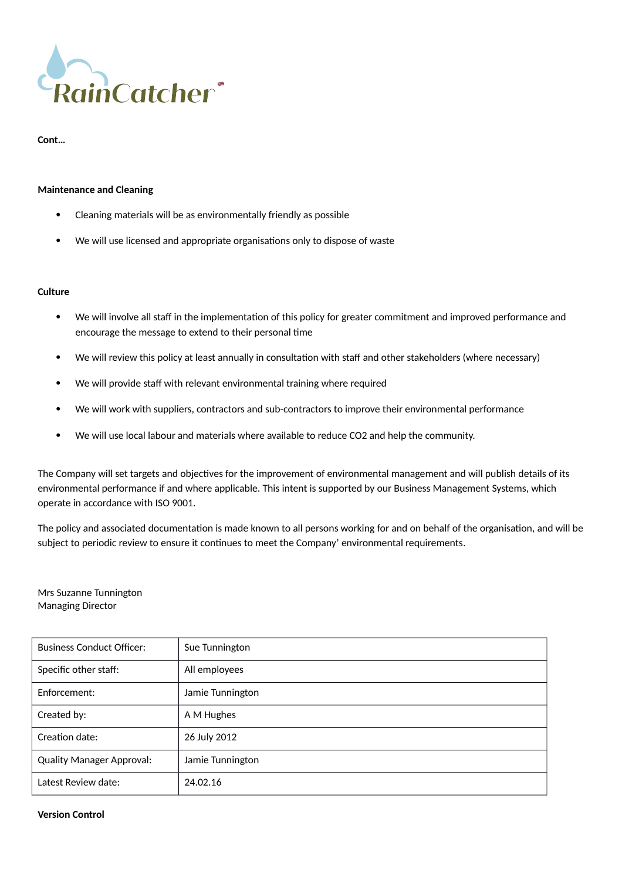**Cont...**

**Maintenance and Cleaning**

- Cleaning materials will be as environmentally friendly as possible
- We will use licensed and appropriate organisations only to dispose of waste

**Culture**

- We will involve all staff in the implementation of this policy for greater commitment and improved performance and encourage the message to extend to their personal time
- We will review this policy at least annually in consultation with staff and other stakeholders (where necessary)
- We will provide staff with relevant environmental training where required
- We will work with suppliers, contractors and sub-contractors to improve their environmental performance
- We will use local labour and materials where available to reduce CO2 and help the community.

The Company will set targets and objectives for the improvement of environmental management and will publish details of its environmental performance if and where applicable. This intent is supported by our Business Management Systems, which operate in accordance with ISO 9001.

The policy and associated documentation is made known to all persons working for and on behalf of the organisation, and will be subject to periodic review to ensure it continues to meet the Company' environmental requirements.

Mrs Suzanne Tunnington
Managing Director

| Business Conduct Officer: | Sue Tunnington |
|---|---|
| Specific other staff: | All employees |
| Enforcement: | Jamie Tunnington |
| Created by: | A M Hughes |
| Creation date: | 26 July 2012 |
| Quality Manager Approval: | Jamie Tunnington |
| Latest Review date: | 24.02.16 |

**Version Control**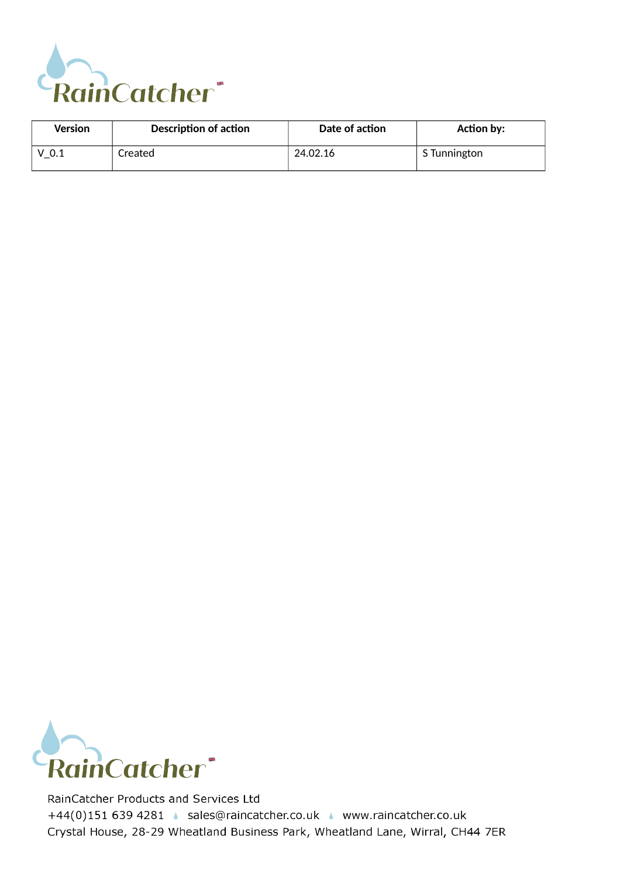| Version | Description of action | Date of action | Action by: |
|---|---|---|---|
| V_0.1 | Created | 24.02.16 | S Tunnington |

RainCatcher Products and Services Ltd
+44(0)151 639 4281 sales@raincatcher.co.uk www.raincatcher.co.uk
Crystal House, 28-29 Wheatland Business Park, Wheatland Lane, Wirral, CH44 7ER